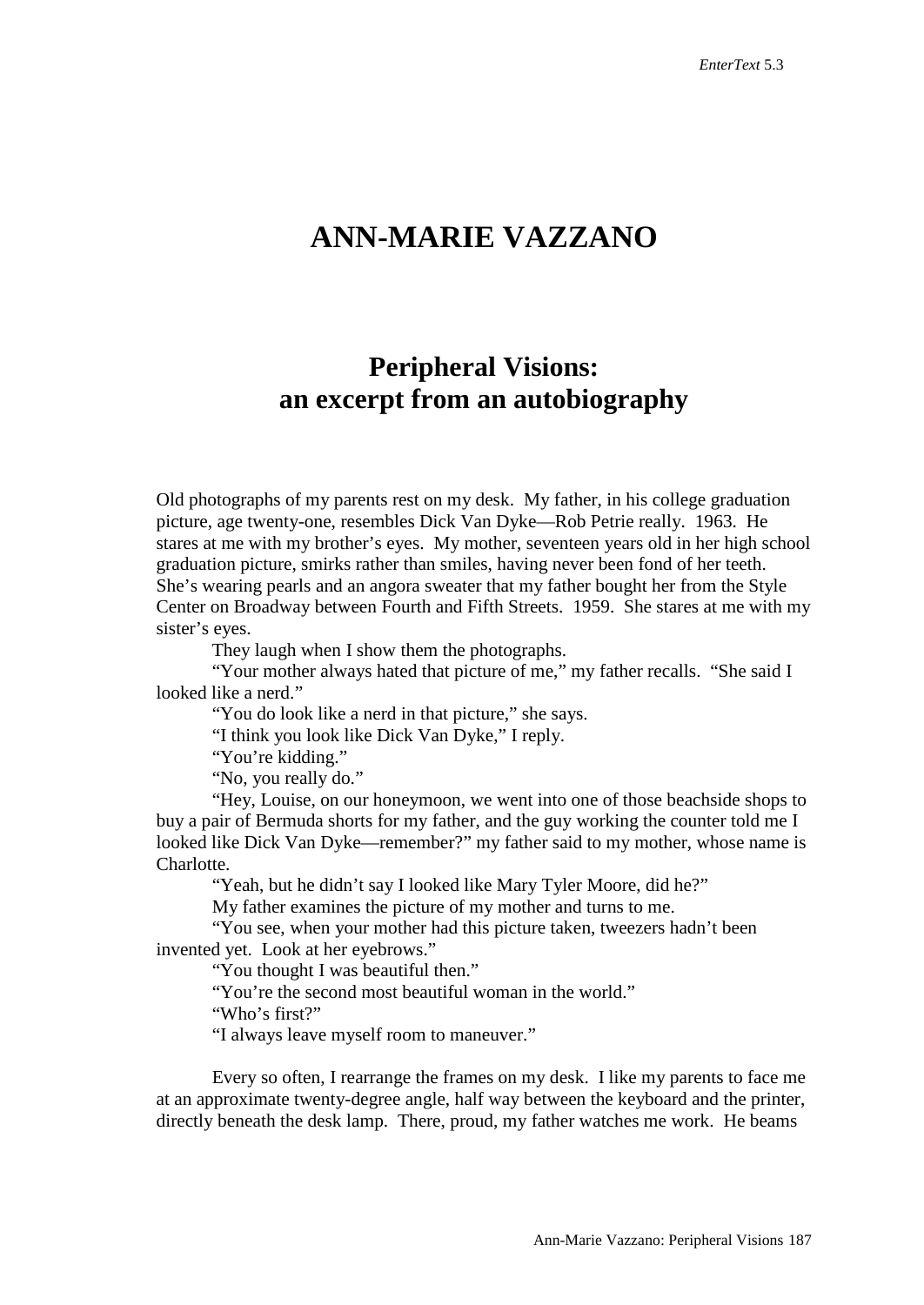# ANN-MARIE VAZZANO

## Peripheral Visions: an excerpt from an autobiography

Old photographs of my parents rest on my desk. My father, in his college graduation picture, age twenty-one, resembles Dick Van Dyke—Rob Petrie really. 1963. He stares at me with my brother's eyes. My mother, seventeen years old in her high school graduation picture, smirks rather than smiles, having never been fond of her teeth. She's wearing pearls and an angora sweater that my father bought her from the Style Center on Broadway between Fourth and Fifth Streets. 1959. She stares at me with my sister's eyes.

They laugh when I show them the photographs.

"Your mother always hated that picture of me," my father recalls. "She said I looked like a nerd."

"You do look like a nerd in that picture," she says.

"I think you look like Dick Van Dyke," I reply.

"You're kidding."

"No, you really do."

"Hey, Louise, on our honeymoon, we went into one of those beachside shops to buy a pair of Bermuda shorts for my father, and the guy working the counter told me I looked like Dick Van Dyke—remember?" my father said to my mother, whose name is Charlotte.

"Yeah, but he didn't say I looked like Mary Tyler Moore, did he?"

My father examines the picture of my mother and turns to me.

"You see, when your mother had this picture taken, tweezers hadn't been invented yet. Look at her eyebrows."

"You thought I was beautiful then."

"You're the second most beautiful woman in the world."

"Who's first?"

"I always leave myself room to maneuver."

Every so often, I rearrange the frames on my desk. I like my parents to face me at an approximate twenty-degree angle, half way between the keyboard and the printer, directly beneath the desk lamp. There, proud, my father watches me work. He beams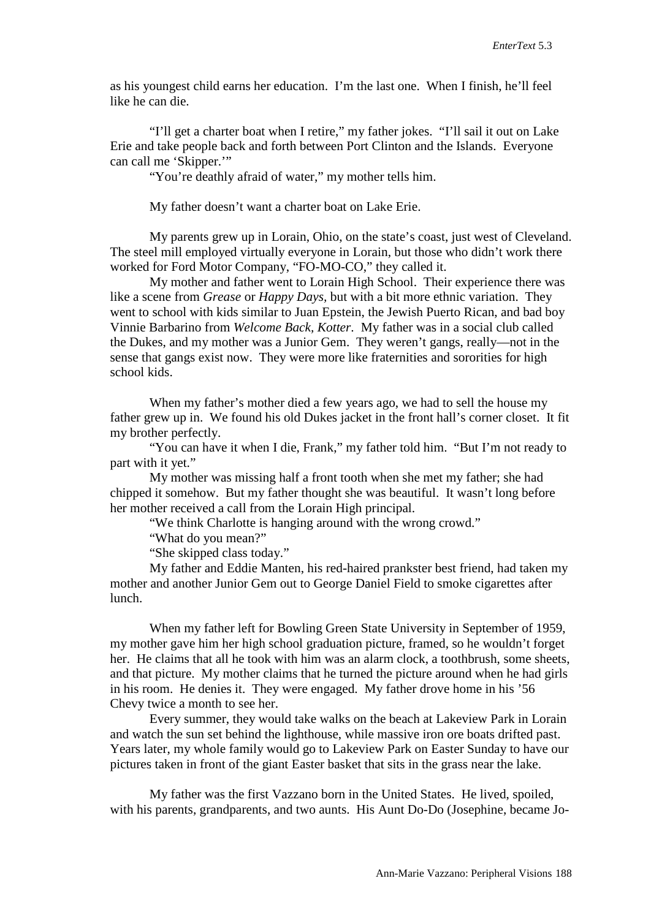as his youngest child earns her education. I'm the last one. When I finish, he'll feel like he can die.

"I'll get a charter boat when I retire," my father jokes. "I'll sail it out on Lake Erie and take people back and forth between Port Clinton and the Islands. Everyone can call me 'Skipper.'"

"You're deathly afraid of water," my mother tells him.

My father doesn't want a charter boat on Lake Erie.

My parents grew up in Lorain, Ohio, on the state's coast, just west of Cleveland. The steel mill employed virtually everyone in Lorain, but those who didn't work there worked for Ford Motor Company, "FO-MO-CO," they called it.

My mother and father went to Lorain High School. Their experience there was like a scene from *Grease* or *Happy Days*, but with a bit more ethnic variation. They went to school with kids similar to Juan Epstein, the Jewish Puerto Rican, and bad boy Vinnie Barbarino from *Welcome Back, Kotter*. My father was in a social club called the Dukes, and my mother was a Junior Gem. They weren't gangs, really—not in the sense that gangs exist now. They were more like fraternities and sororities for high school kids.

When my father's mother died a few years ago, we had to sell the house my father grew up in. We found his old Dukes jacket in the front hall's corner closet. It fit my brother perfectly.

"You can have it when I die, Frank," my father told him. "But I'm not ready to part with it yet."

My mother was missing half a front tooth when she met my father; she had chipped it somehow. But my father thought she was beautiful. It wasn't long before her mother received a call from the Lorain High principal.

"We think Charlotte is hanging around with the wrong crowd."

"What do you mean?"

"She skipped class today."

My father and Eddie Manten, his red-haired prankster best friend, had taken my mother and another Junior Gem out to George Daniel Field to smoke cigarettes after lunch.

When my father left for Bowling Green State University in September of 1959, my mother gave him her high school graduation picture, framed, so he wouldn't forget her. He claims that all he took with him was an alarm clock, a toothbrush, some sheets, and that picture. My mother claims that he turned the picture around when he had girls in his room. He denies it. They were engaged. My father drove home in his '56 Chevy twice a month to see her.

Every summer, they would take walks on the beach at Lakeview Park in Lorain and watch the sun set behind the lighthouse, while massive iron ore boats drifted past. Years later, my whole family would go to Lakeview Park on Easter Sunday to have our pictures taken in front of the giant Easter basket that sits in the grass near the lake.

My father was the first Vazzano born in the United States. He lived, spoiled, with his parents, grandparents, and two aunts. His Aunt Do-Do (Josephine, became Jo-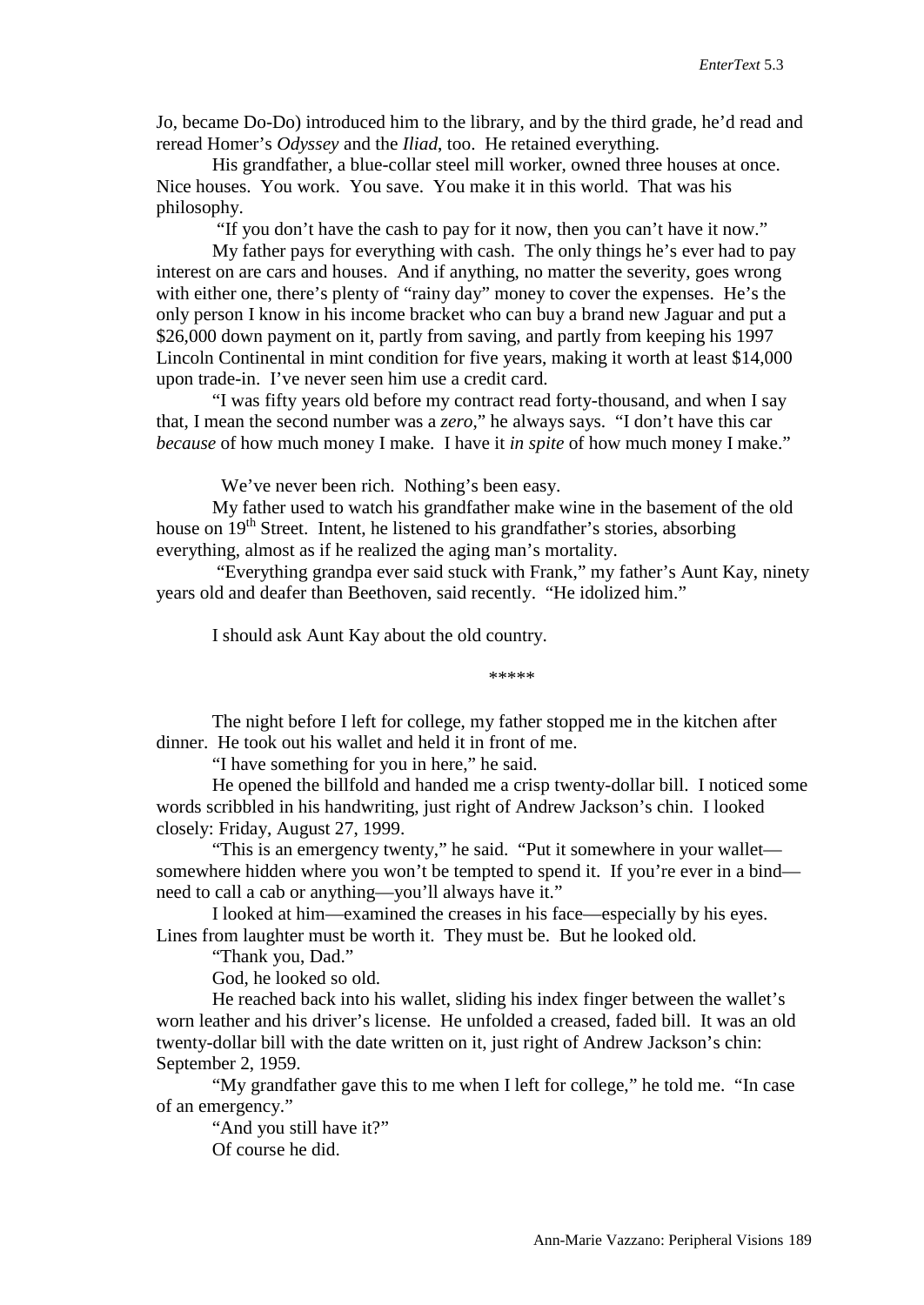Jo, became Do-Do) introduced him to the library, and by the third grade, he'd read and reread Homer's *Odyssey* and the *Iliad*, too. He retained everything.

His grandfather, a blue-collar steel mill worker, owned three houses at once. Nice houses. You work. You save. You make it in this world. That was his philosophy.

"If you don't have the cash to pay for it now, then you can't have it now."

My father pays for everything with cash. The only things he's ever had to pay interest on are cars and houses. And if anything, no matter the severity, goes wrong with either one, there's plenty of "rainy day" money to cover the expenses. He's the only person I know in his income bracket who can buy a brand new Jaguar and put a $26,000 down payment on it, partly from saving, and partly from keeping his 1997 Lincoln Continental in mint condition for five years, making it worth at least $14,000 upon trade-in. I've never seen him use a credit card.

"I was fifty years old before my contract read forty-thousand, and when I say that, I mean the second number was a *zero*," he always says. "I don't have this car *because* of how much money I make. I have it *in spite* of how much money I make."

We've never been rich. Nothing's been easy.

My father used to watch his grandfather make wine in the basement of the old house on 19th Street. Intent, he listened to his grandfather's stories, absorbing everything, almost as if he realized the aging man's mortality.

"Everything grandpa ever said stuck with Frank," my father's Aunt Kay, ninety years old and deafer than Beethoven, said recently. "He idolized him."

I should ask Aunt Kay about the old country.

*****

The night before I left for college, my father stopped me in the kitchen after dinner. He took out his wallet and held it in front of me.

"I have something for you in here," he said.

He opened the billfold and handed me a crisp twenty-dollar bill. I noticed some words scribbled in his handwriting, just right of Andrew Jackson's chin. I looked closely: Friday, August 27, 1999.

"This is an emergency twenty," he said. "Put it somewhere in your wallet—somewhere hidden where you won't be tempted to spend it. If you're ever in a bind—need to call a cab or anything—you'll always have it."

I looked at him—examined the creases in his face—especially by his eyes. Lines from laughter must be worth it. They must be. But he looked old.

"Thank you, Dad."

God, he looked so old.

He reached back into his wallet, sliding his index finger between the wallet's worn leather and his driver's license. He unfolded a creased, faded bill. It was an old twenty-dollar bill with the date written on it, just right of Andrew Jackson's chin: September 2, 1959.

"My grandfather gave this to me when I left for college," he told me. "In case of an emergency."

"And you still have it?"

Of course he did.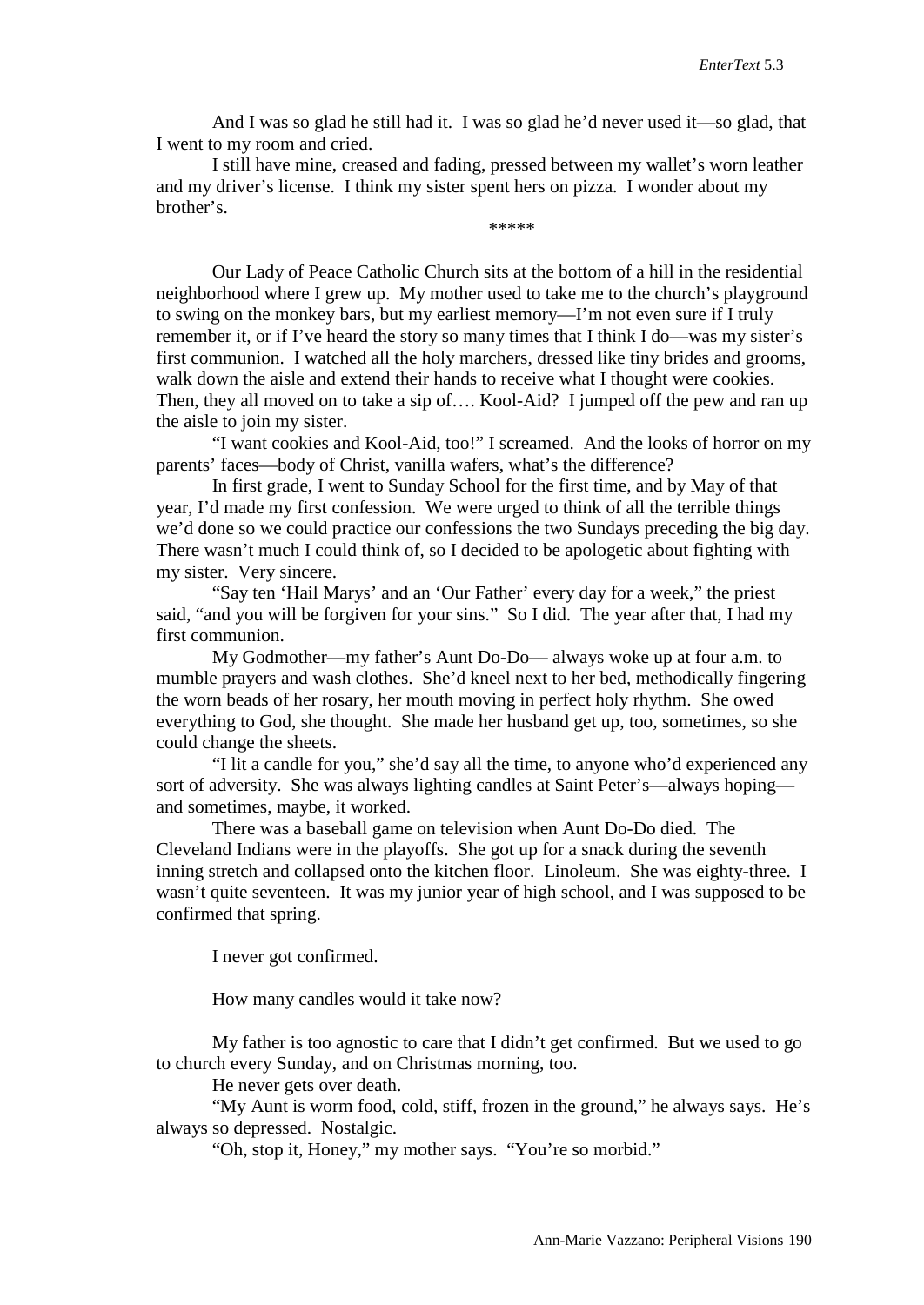And I was so glad he still had it. I was so glad he'd never used it—so glad, that I went to my room and cried.

I still have mine, creased and fading, pressed between my wallet's worn leather and my driver's license. I think my sister spent hers on pizza. I wonder about my brother's.

*****

Our Lady of Peace Catholic Church sits at the bottom of a hill in the residential neighborhood where I grew up. My mother used to take me to the church's playground to swing on the monkey bars, but my earliest memory—I'm not even sure if I truly remember it, or if I've heard the story so many times that I think I do—was my sister's first communion. I watched all the holy marchers, dressed like tiny brides and grooms, walk down the aisle and extend their hands to receive what I thought were cookies. Then, they all moved on to take a sip of…. Kool-Aid? I jumped off the pew and ran up the aisle to join my sister.

"I want cookies and Kool-Aid, too!" I screamed. And the looks of horror on my parents' faces—body of Christ, vanilla wafers, what's the difference?

In first grade, I went to Sunday School for the first time, and by May of that year, I'd made my first confession. We were urged to think of all the terrible things we'd done so we could practice our confessions the two Sundays preceding the big day. There wasn't much I could think of, so I decided to be apologetic about fighting with my sister. Very sincere.

"Say ten 'Hail Marys' and an 'Our Father' every day for a week," the priest said, "and you will be forgiven for your sins." So I did. The year after that, I had my first communion.

My Godmother—my father's Aunt Do-Do— always woke up at four a.m. to mumble prayers and wash clothes. She'd kneel next to her bed, methodically fingering the worn beads of her rosary, her mouth moving in perfect holy rhythm. She owed everything to God, she thought. She made her husband get up, too, sometimes, so she could change the sheets.

"I lit a candle for you," she'd say all the time, to anyone who'd experienced any sort of adversity. She was always lighting candles at Saint Peter's—always hoping—and sometimes, maybe, it worked.

There was a baseball game on television when Aunt Do-Do died. The Cleveland Indians were in the playoffs. She got up for a snack during the seventh inning stretch and collapsed onto the kitchen floor. Linoleum. She was eighty-three. I wasn't quite seventeen. It was my junior year of high school, and I was supposed to be confirmed that spring.

I never got confirmed.

How many candles would it take now?

My father is too agnostic to care that I didn't get confirmed. But we used to go to church every Sunday, and on Christmas morning, too.

He never gets over death.

"My Aunt is worm food, cold, stiff, frozen in the ground," he always says. He's always so depressed. Nostalgic.

"Oh, stop it, Honey," my mother says. "You're so morbid."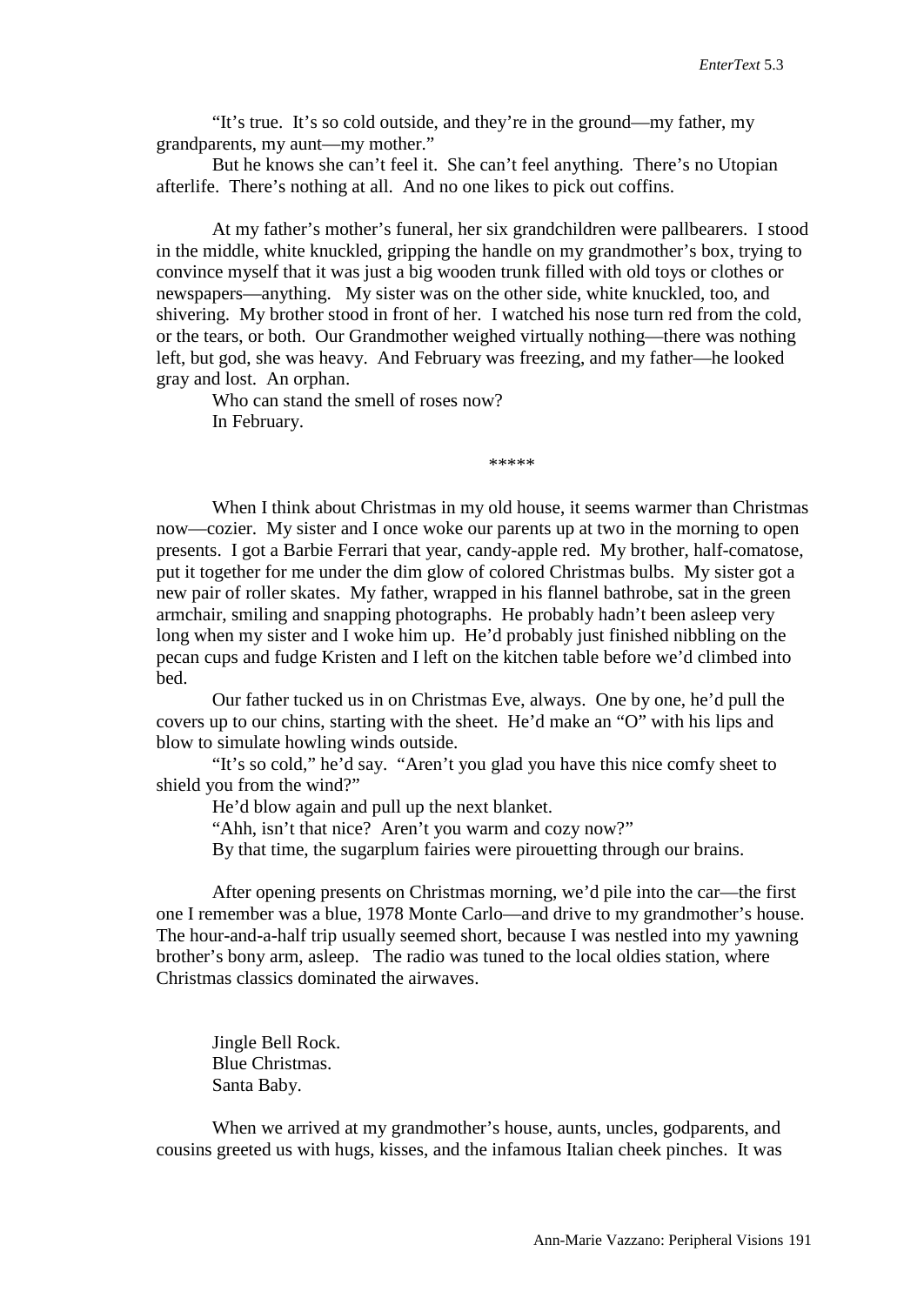"It's true. It's so cold outside, and they're in the ground—my father, my grandparents, my aunt—my mother."

But he knows she can't feel it. She can't feel anything. There's no Utopian afterlife. There's nothing at all. And no one likes to pick out coffins.

At my father's mother's funeral, her six grandchildren were pallbearers. I stood in the middle, white knuckled, gripping the handle on my grandmother's box, trying to convince myself that it was just a big wooden trunk filled with old toys or clothes or newspapers—anything. My sister was on the other side, white knuckled, too, and shivering. My brother stood in front of her. I watched his nose turn red from the cold, or the tears, or both. Our Grandmother weighed virtually nothing—there was nothing left, but god, she was heavy. And February was freezing, and my father—he looked gray and lost. An orphan.

Who can stand the smell of roses now?

In February.

*****

When I think about Christmas in my old house, it seems warmer than Christmas now—cozier. My sister and I once woke our parents up at two in the morning to open presents. I got a Barbie Ferrari that year, candy-apple red. My brother, half-comatose, put it together for me under the dim glow of colored Christmas bulbs. My sister got a new pair of roller skates. My father, wrapped in his flannel bathrobe, sat in the green armchair, smiling and snapping photographs. He probably hadn't been asleep very long when my sister and I woke him up. He'd probably just finished nibbling on the pecan cups and fudge Kristen and I left on the kitchen table before we'd climbed into bed.

Our father tucked us in on Christmas Eve, always. One by one, he'd pull the covers up to our chins, starting with the sheet. He'd make an "O" with his lips and blow to simulate howling winds outside.

"It's so cold," he'd say. "Aren't you glad you have this nice comfy sheet to shield you from the wind?"

He'd blow again and pull up the next blanket.

"Ahh, isn't that nice? Aren't you warm and cozy now?"

By that time, the sugarplum fairies were pirouetting through our brains.

After opening presents on Christmas morning, we'd pile into the car—the first one I remember was a blue, 1978 Monte Carlo—and drive to my grandmother's house. The hour-and-a-half trip usually seemed short, because I was nestled into my yawning brother's bony arm, asleep. The radio was tuned to the local oldies station, where Christmas classics dominated the airwaves.

Jingle Bell Rock.
Blue Christmas.
Santa Baby.

When we arrived at my grandmother's house, aunts, uncles, godparents, and cousins greeted us with hugs, kisses, and the infamous Italian cheek pinches. It was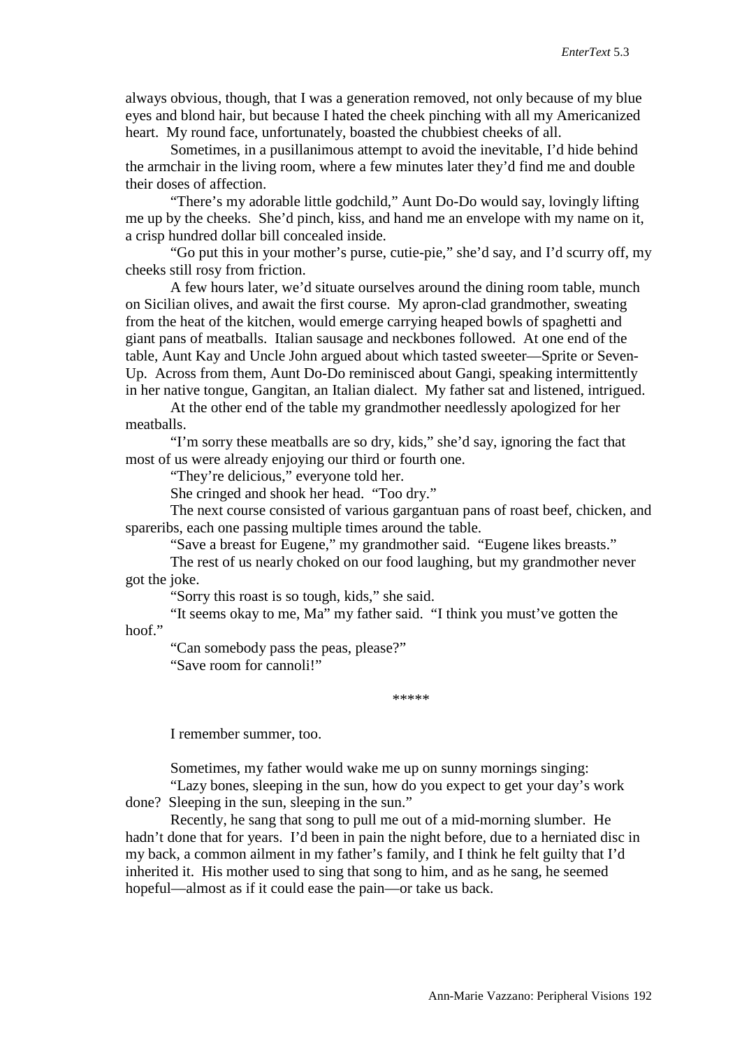always obvious, though, that I was a generation removed, not only because of my blue eyes and blond hair, but because I hated the cheek pinching with all my Americanized heart. My round face, unfortunately, boasted the chubbiest cheeks of all.

Sometimes, in a pusillanimous attempt to avoid the inevitable, I'd hide behind the armchair in the living room, where a few minutes later they'd find me and double their doses of affection.

"There's my adorable little godchild," Aunt Do-Do would say, lovingly lifting me up by the cheeks. She'd pinch, kiss, and hand me an envelope with my name on it, a crisp hundred dollar bill concealed inside.

"Go put this in your mother's purse, cutie-pie," she'd say, and I'd scurry off, my cheeks still rosy from friction.

A few hours later, we'd situate ourselves around the dining room table, munch on Sicilian olives, and await the first course. My apron-clad grandmother, sweating from the heat of the kitchen, would emerge carrying heaped bowls of spaghetti and giant pans of meatballs. Italian sausage and neckbones followed. At one end of the table, Aunt Kay and Uncle John argued about which tasted sweeter—Sprite or Seven-Up. Across from them, Aunt Do-Do reminisced about Gangi, speaking intermittently in her native tongue, Gangitan, an Italian dialect. My father sat and listened, intrigued.

At the other end of the table my grandmother needlessly apologized for her meatballs.

"I'm sorry these meatballs are so dry, kids," she'd say, ignoring the fact that most of us were already enjoying our third or fourth one.

"They're delicious," everyone told her.

She cringed and shook her head. "Too dry."

The next course consisted of various gargantuan pans of roast beef, chicken, and spareribs, each one passing multiple times around the table.

"Save a breast for Eugene," my grandmother said. "Eugene likes breasts."

The rest of us nearly choked on our food laughing, but my grandmother never got the joke.

"Sorry this roast is so tough, kids," she said.

"It seems okay to me, Ma" my father said. "I think you must've gotten the hoof."

"Can somebody pass the peas, please?"

"Save room for cannoli!"

\*\*\*\*\*

I remember summer, too.

Sometimes, my father would wake me up on sunny mornings singing:

"Lazy bones, sleeping in the sun, how do you expect to get your day's work done? Sleeping in the sun, sleeping in the sun."

Recently, he sang that song to pull me out of a mid-morning slumber. He hadn't done that for years. I'd been in pain the night before, due to a herniated disc in my back, a common ailment in my father's family, and I think he felt guilty that I'd inherited it. His mother used to sing that song to him, and as he sang, he seemed hopeful—almost as if it could ease the pain—or take us back.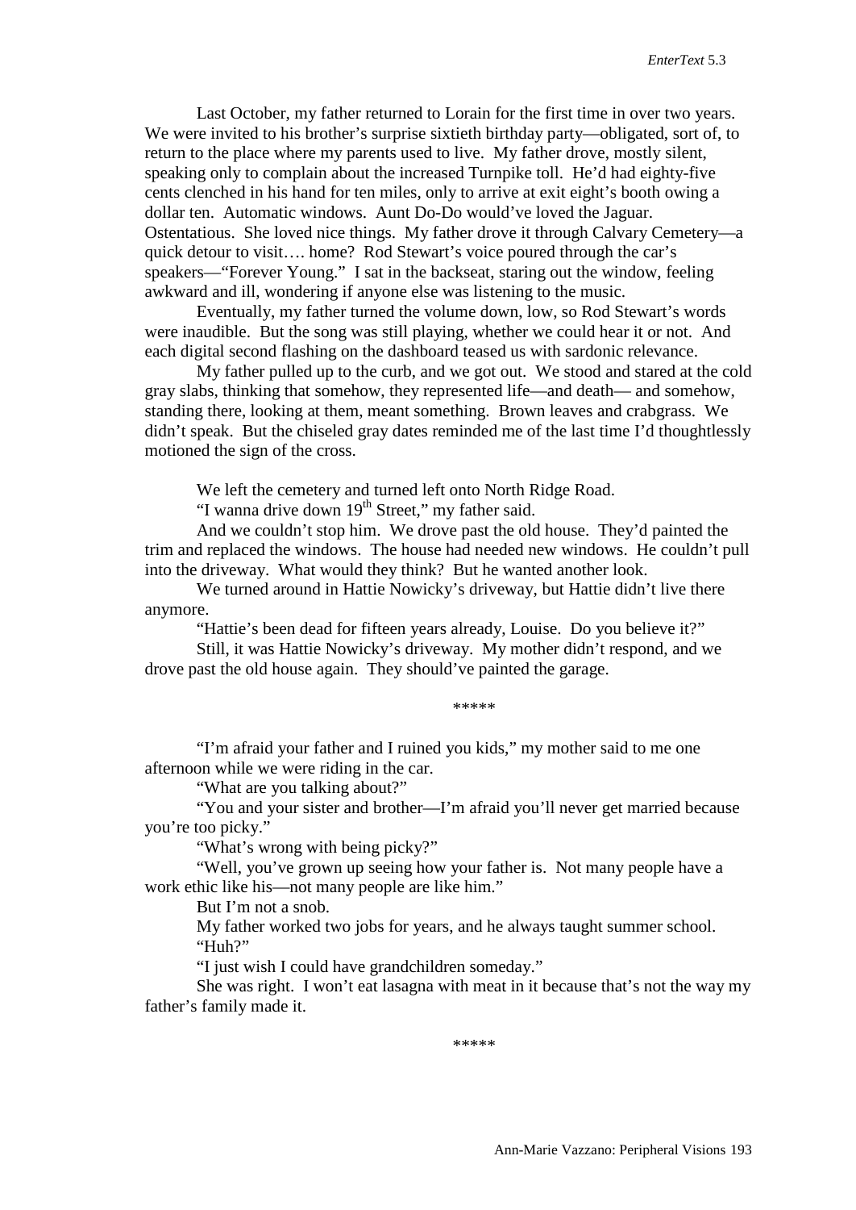Last October, my father returned to Lorain for the first time in over two years. We were invited to his brother's surprise sixtieth birthday party—obligated, sort of, to return to the place where my parents used to live. My father drove, mostly silent, speaking only to complain about the increased Turnpike toll. He'd had eighty-five cents clenched in his hand for ten miles, only to arrive at exit eight's booth owing a dollar ten. Automatic windows. Aunt Do-Do would've loved the Jaguar. Ostentatious. She loved nice things. My father drove it through Calvary Cemetery—a quick detour to visit…. home? Rod Stewart's voice poured through the car's speakers—"Forever Young." I sat in the backseat, staring out the window, feeling awkward and ill, wondering if anyone else was listening to the music.

Eventually, my father turned the volume down, low, so Rod Stewart's words were inaudible. But the song was still playing, whether we could hear it or not. And each digital second flashing on the dashboard teased us with sardonic relevance.

My father pulled up to the curb, and we got out. We stood and stared at the cold gray slabs, thinking that somehow, they represented life—and death— and somehow, standing there, looking at them, meant something. Brown leaves and crabgrass. We didn't speak. But the chiseled gray dates reminded me of the last time I'd thoughtlessly motioned the sign of the cross.

We left the cemetery and turned left onto North Ridge Road.

"I wanna drive down 19th Street," my father said.

And we couldn't stop him. We drove past the old house. They'd painted the trim and replaced the windows. The house had needed new windows. He couldn't pull into the driveway. What would they think? But he wanted another look.

We turned around in Hattie Nowicky's driveway, but Hattie didn't live there anymore.

"Hattie's been dead for fifteen years already, Louise. Do you believe it?"

Still, it was Hattie Nowicky's driveway. My mother didn't respond, and we drove past the old house again. They should've painted the garage.

*****

"I'm afraid your father and I ruined you kids," my mother said to me one afternoon while we were riding in the car.

"What are you talking about?"

"You and your sister and brother—I'm afraid you'll never get married because you're too picky."

"What's wrong with being picky?"

"Well, you've grown up seeing how your father is. Not many people have a work ethic like his—not many people are like him."

But I'm not a snob.

My father worked two jobs for years, and he always taught summer school.

"Huh?"

"I just wish I could have grandchildren someday."

She was right. I won't eat lasagna with meat in it because that's not the way my father's family made it.

*****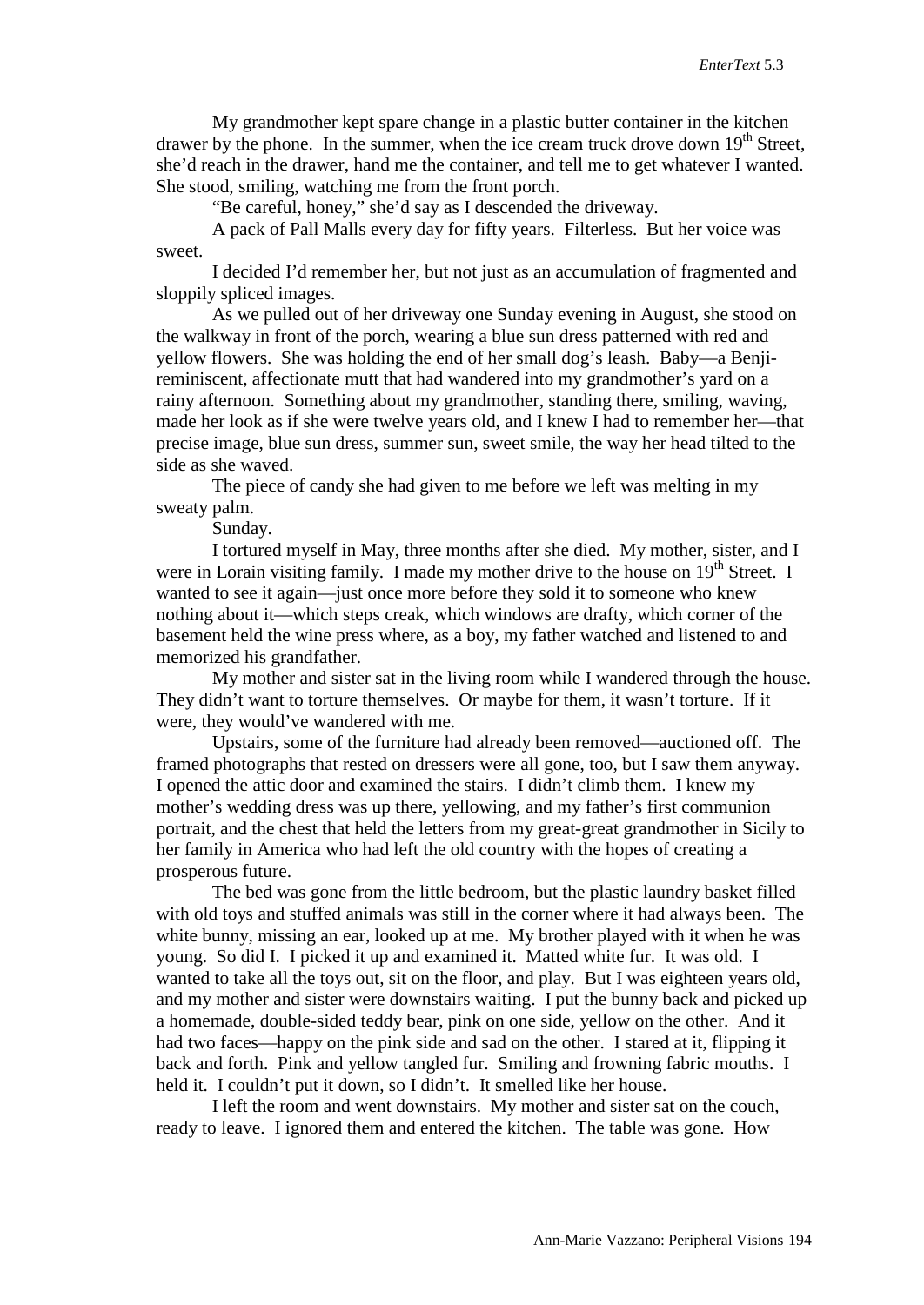My grandmother kept spare change in a plastic butter container in the kitchen drawer by the phone. In the summer, when the ice cream truck drove down 19th Street, she'd reach in the drawer, hand me the container, and tell me to get whatever I wanted. She stood, smiling, watching me from the front porch.

"Be careful, honey," she'd say as I descended the driveway.

A pack of Pall Malls every day for fifty years. Filterless. But her voice was sweet.

I decided I'd remember her, but not just as an accumulation of fragmented and sloppily spliced images.

As we pulled out of her driveway one Sunday evening in August, she stood on the walkway in front of the porch, wearing a blue sun dress patterned with red and yellow flowers. She was holding the end of her small dog's leash. Baby—a Benji-reminiscent, affectionate mutt that had wandered into my grandmother's yard on a rainy afternoon. Something about my grandmother, standing there, smiling, waving, made her look as if she were twelve years old, and I knew I had to remember her—that precise image, blue sun dress, summer sun, sweet smile, the way her head tilted to the side as she waved.

The piece of candy she had given to me before we left was melting in my sweaty palm.

Sunday.

I tortured myself in May, three months after she died. My mother, sister, and I were in Lorain visiting family. I made my mother drive to the house on 19th Street. I wanted to see it again—just once more before they sold it to someone who knew nothing about it—which steps creak, which windows are drafty, which corner of the basement held the wine press where, as a boy, my father watched and listened to and memorized his grandfather.

My mother and sister sat in the living room while I wandered through the house. They didn't want to torture themselves. Or maybe for them, it wasn't torture. If it were, they would've wandered with me.

Upstairs, some of the furniture had already been removed—auctioned off. The framed photographs that rested on dressers were all gone, too, but I saw them anyway. I opened the attic door and examined the stairs. I didn't climb them. I knew my mother's wedding dress was up there, yellowing, and my father's first communion portrait, and the chest that held the letters from my great-great grandmother in Sicily to her family in America who had left the old country with the hopes of creating a prosperous future.

The bed was gone from the little bedroom, but the plastic laundry basket filled with old toys and stuffed animals was still in the corner where it had always been. The white bunny, missing an ear, looked up at me. My brother played with it when he was young. So did I. I picked it up and examined it. Matted white fur. It was old. I wanted to take all the toys out, sit on the floor, and play. But I was eighteen years old, and my mother and sister were downstairs waiting. I put the bunny back and picked up a homemade, double-sided teddy bear, pink on one side, yellow on the other. And it had two faces—happy on the pink side and sad on the other. I stared at it, flipping it back and forth. Pink and yellow tangled fur. Smiling and frowning fabric mouths. I held it. I couldn't put it down, so I didn't. It smelled like her house.

I left the room and went downstairs. My mother and sister sat on the couch, ready to leave. I ignored them and entered the kitchen. The table was gone. How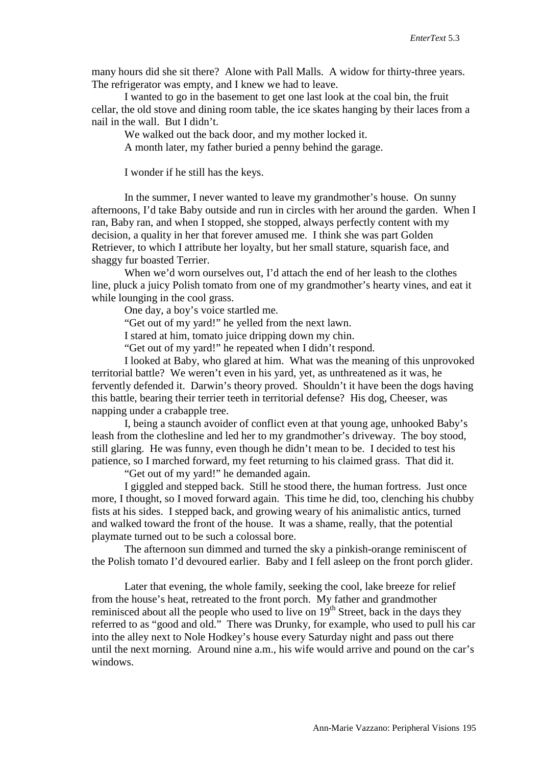many hours did she sit there? Alone with Pall Malls. A widow for thirty-three years. The refrigerator was empty, and I knew we had to leave.

I wanted to go in the basement to get one last look at the coal bin, the fruit cellar, the old stove and dining room table, the ice skates hanging by their laces from a nail in the wall. But I didn't.

We walked out the back door, and my mother locked it.

A month later, my father buried a penny behind the garage.

I wonder if he still has the keys.

In the summer, I never wanted to leave my grandmother's house. On sunny afternoons, I'd take Baby outside and run in circles with her around the garden. When I ran, Baby ran, and when I stopped, she stopped, always perfectly content with my decision, a quality in her that forever amused me. I think she was part Golden Retriever, to which I attribute her loyalty, but her small stature, squarish face, and shaggy fur boasted Terrier.

When we'd worn ourselves out, I'd attach the end of her leash to the clothes line, pluck a juicy Polish tomato from one of my grandmother's hearty vines, and eat it while lounging in the cool grass.

One day, a boy's voice startled me.

"Get out of my yard!" he yelled from the next lawn.

I stared at him, tomato juice dripping down my chin.

"Get out of my yard!" he repeated when I didn't respond.

I looked at Baby, who glared at him. What was the meaning of this unprovoked territorial battle? We weren't even in his yard, yet, as unthreatened as it was, he fervently defended it. Darwin's theory proved. Shouldn't it have been the dogs having this battle, bearing their terrier teeth in territorial defense? His dog, Cheeser, was napping under a crabapple tree.

I, being a staunch avoider of conflict even at that young age, unhooked Baby's leash from the clothesline and led her to my grandmother's driveway. The boy stood, still glaring. He was funny, even though he didn't mean to be. I decided to test his patience, so I marched forward, my feet returning to his claimed grass. That did it.

"Get out of my yard!" he demanded again.

I giggled and stepped back. Still he stood there, the human fortress. Just once more, I thought, so I moved forward again. This time he did, too, clenching his chubby fists at his sides. I stepped back, and growing weary of his animalistic antics, turned and walked toward the front of the house. It was a shame, really, that the potential playmate turned out to be such a colossal bore.

The afternoon sun dimmed and turned the sky a pinkish-orange reminiscent of the Polish tomato I'd devoured earlier. Baby and I fell asleep on the front porch glider.

Later that evening, the whole family, seeking the cool, lake breeze for relief from the house's heat, retreated to the front porch. My father and grandmother reminisced about all the people who used to live on 19th Street, back in the days they referred to as "good and old." There was Drunky, for example, who used to pull his car into the alley next to Nole Hodkey's house every Saturday night and pass out there until the next morning. Around nine a.m., his wife would arrive and pound on the car's windows.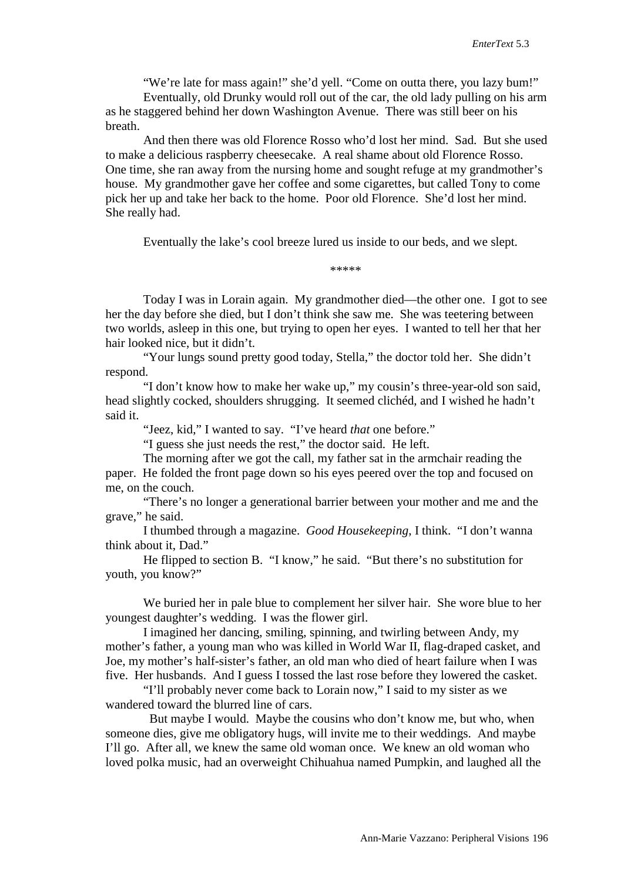"We're late for mass again!" she'd yell. "Come on outta there, you lazy bum!"

Eventually, old Drunky would roll out of the car, the old lady pulling on his arm as he staggered behind her down Washington Avenue. There was still beer on his breath.

And then there was old Florence Rosso who'd lost her mind. Sad. But she used to make a delicious raspberry cheesecake. A real shame about old Florence Rosso. One time, she ran away from the nursing home and sought refuge at my grandmother's house. My grandmother gave her coffee and some cigarettes, but called Tony to come pick her up and take her back to the home. Poor old Florence. She'd lost her mind. She really had.

Eventually the lake's cool breeze lured us inside to our beds, and we slept.

*****

Today I was in Lorain again. My grandmother died—the other one. I got to see her the day before she died, but I don't think she saw me. She was teetering between two worlds, asleep in this one, but trying to open her eyes. I wanted to tell her that her hair looked nice, but it didn't.

"Your lungs sound pretty good today, Stella," the doctor told her. She didn't respond.

"I don't know how to make her wake up," my cousin's three-year-old son said, head slightly cocked, shoulders shrugging. It seemed clichéd, and I wished he hadn't said it.

"Jeez, kid," I wanted to say. "I've heard *that* one before."

"I guess she just needs the rest," the doctor said. He left.

The morning after we got the call, my father sat in the armchair reading the paper. He folded the front page down so his eyes peered over the top and focused on me, on the couch.

"There's no longer a generational barrier between your mother and me and the grave," he said.

I thumbed through a magazine. *Good Housekeeping*, I think. "I don't wanna think about it, Dad."

He flipped to section B. "I know," he said. "But there's no substitution for youth, you know?"

We buried her in pale blue to complement her silver hair. She wore blue to her youngest daughter's wedding. I was the flower girl.

I imagined her dancing, smiling, spinning, and twirling between Andy, my mother's father, a young man who was killed in World War II, flag-draped casket, and Joe, my mother's half-sister's father, an old man who died of heart failure when I was five. Her husbands. And I guess I tossed the last rose before they lowered the casket.

"I'll probably never come back to Lorain now," I said to my sister as we wandered toward the blurred line of cars.

But maybe I would. Maybe the cousins who don't know me, but who, when someone dies, give me obligatory hugs, will invite me to their weddings. And maybe I'll go. After all, we knew the same old woman once. We knew an old woman who loved polka music, had an overweight Chihuahua named Pumpkin, and laughed all the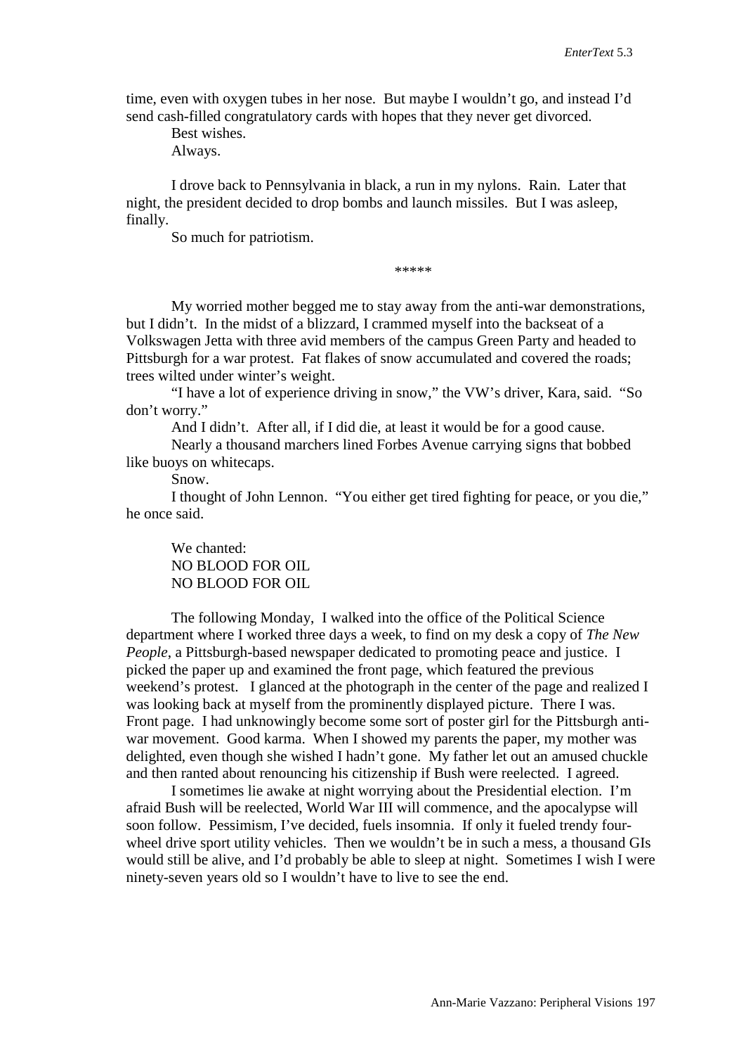time, even with oxygen tubes in her nose. But maybe I wouldn't go, and instead I'd send cash-filled congratulatory cards with hopes that they never get divorced.

Best wishes.

Always.

I drove back to Pennsylvania in black, a run in my nylons. Rain. Later that night, the president decided to drop bombs and launch missiles. But I was asleep, finally.

So much for patriotism.

*****

My worried mother begged me to stay away from the anti-war demonstrations, but I didn't. In the midst of a blizzard, I crammed myself into the backseat of a Volkswagen Jetta with three avid members of the campus Green Party and headed to Pittsburgh for a war protest. Fat flakes of snow accumulated and covered the roads; trees wilted under winter's weight.

"I have a lot of experience driving in snow," the VW's driver, Kara, said. "So don't worry."

And I didn't. After all, if I did die, at least it would be for a good cause.

Nearly a thousand marchers lined Forbes Avenue carrying signs that bobbed like buoys on whitecaps.

Snow.

I thought of John Lennon. "You either get tired fighting for peace, or you die," he once said.

We chanted:
NO BLOOD FOR OIL
NO BLOOD FOR OIL

The following Monday, I walked into the office of the Political Science department where I worked three days a week, to find on my desk a copy of *The New People*, a Pittsburgh-based newspaper dedicated to promoting peace and justice. I picked the paper up and examined the front page, which featured the previous weekend's protest. I glanced at the photograph in the center of the page and realized I was looking back at myself from the prominently displayed picture. There I was. Front page. I had unknowingly become some sort of poster girl for the Pittsburgh anti-war movement. Good karma. When I showed my parents the paper, my mother was delighted, even though she wished I hadn't gone. My father let out an amused chuckle and then ranted about renouncing his citizenship if Bush were reelected. I agreed.

I sometimes lie awake at night worrying about the Presidential election. I'm afraid Bush will be reelected, World War III will commence, and the apocalypse will soon follow. Pessimism, I've decided, fuels insomnia. If only it fueled trendy four-wheel drive sport utility vehicles. Then we wouldn't be in such a mess, a thousand GIs would still be alive, and I'd probably be able to sleep at night. Sometimes I wish I were ninety-seven years old so I wouldn't have to live to see the end.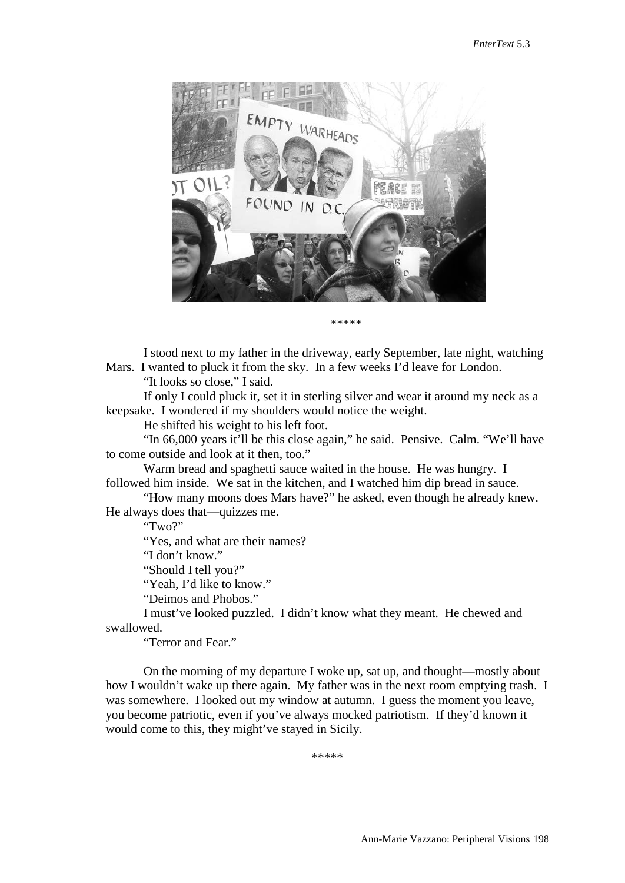*****

I stood next to my father in the driveway, early September, late night, watching Mars. I wanted to pluck it from the sky. In a few weeks I'd leave for London.

"It looks so close," I said.

If only I could pluck it, set it in sterling silver and wear it around my neck as a keepsake. I wondered if my shoulders would notice the weight.

He shifted his weight to his left foot.

"In 66,000 years it'll be this close again," he said. Pensive. Calm. "We'll have to come outside and look at it then, too."

Warm bread and spaghetti sauce waited in the house. He was hungry. I followed him inside. We sat in the kitchen, and I watched him dip bread in sauce.

"How many moons does Mars have?" he asked, even though he already knew. He always does that—quizzes me.

"Two?"

"Yes, and what are their names?

"I don't know."

"Should I tell you?"

"Yeah, I'd like to know."

"Deimos and Phobos."

I must've looked puzzled. I didn't know what they meant. He chewed and swallowed.

"Terror and Fear."

On the morning of my departure I woke up, sat up, and thought—mostly about how I wouldn't wake up there again. My father was in the next room emptying trash. I was somewhere. I looked out my window at autumn. I guess the moment you leave, you become patriotic, even if you've always mocked patriotism. If they'd known it would come to this, they might've stayed in Sicily.

*****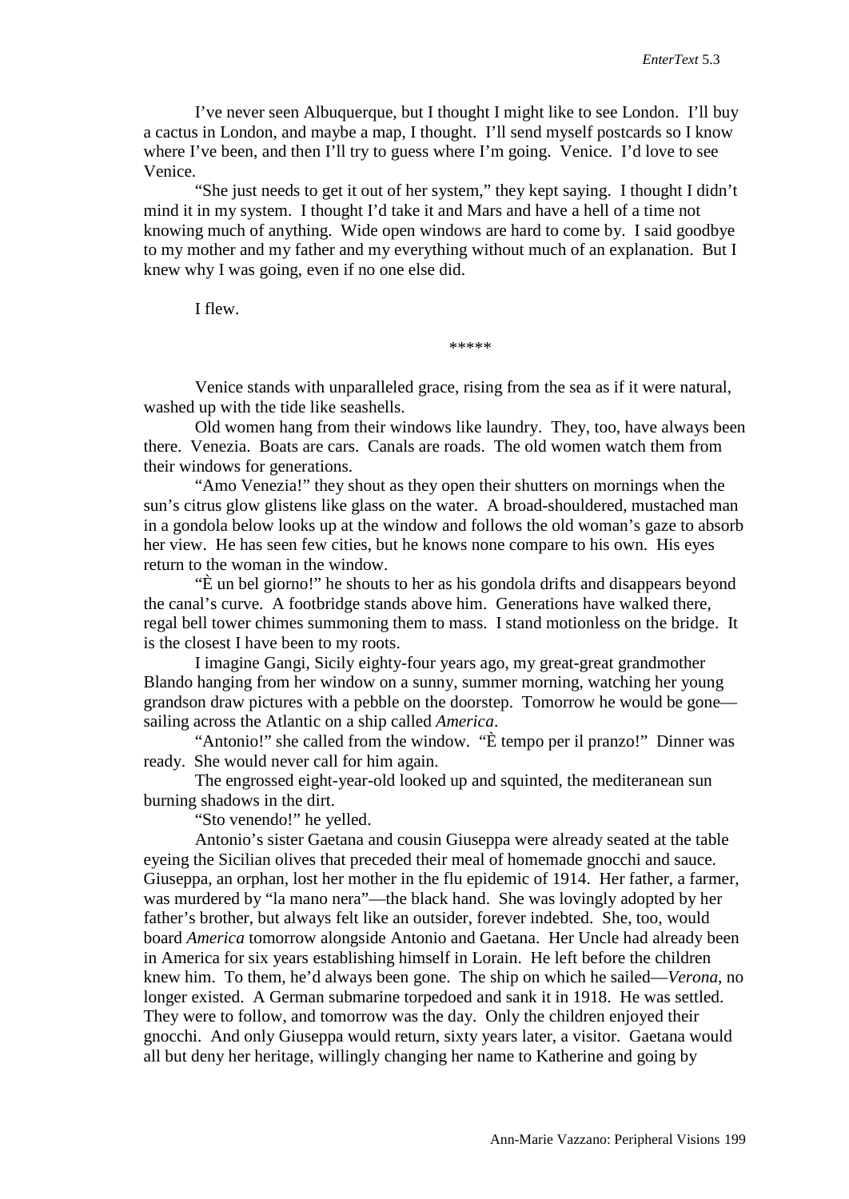I've never seen Albuquerque, but I thought I might like to see London. I'll buy a cactus in London, and maybe a map, I thought. I'll send myself postcards so I know where I've been, and then I'll try to guess where I'm going. Venice. I'd love to see Venice.

"She just needs to get it out of her system," they kept saying. I thought I didn't mind it in my system. I thought I'd take it and Mars and have a hell of a time not knowing much of anything. Wide open windows are hard to come by. I said goodbye to my mother and my father and my everything without much of an explanation. But I knew why I was going, even if no one else did.

I flew.

*****

Venice stands with unparalleled grace, rising from the sea as if it were natural, washed up with the tide like seashells.

Old women hang from their windows like laundry. They, too, have always been there. Venezia. Boats are cars. Canals are roads. The old women watch them from their windows for generations.

"Amo Venezia!" they shout as they open their shutters on mornings when the sun's citrus glow glistens like glass on the water. A broad-shouldered, mustached man in a gondola below looks up at the window and follows the old woman's gaze to absorb her view. He has seen few cities, but he knows none compare to his own. His eyes return to the woman in the window.

"È un bel giorno!" he shouts to her as his gondola drifts and disappears beyond the canal's curve. A footbridge stands above him. Generations have walked there, regal bell tower chimes summoning them to mass. I stand motionless on the bridge. It is the closest I have been to my roots.

I imagine Gangi, Sicily eighty-four years ago, my great-great grandmother Blando hanging from her window on a sunny, summer morning, watching her young grandson draw pictures with a pebble on the doorstep. Tomorrow he would be gone—sailing across the Atlantic on a ship called *America*.

"Antonio!" she called from the window. "È tempo per il pranzo!" Dinner was ready. She would never call for him again.

The engrossed eight-year-old looked up and squinted, the mediteranean sun burning shadows in the dirt.

"Sto venendo!" he yelled.

Antonio's sister Gaetana and cousin Giuseppa were already seated at the table eyeing the Sicilian olives that preceded their meal of homemade gnocchi and sauce. Giuseppa, an orphan, lost her mother in the flu epidemic of 1914. Her father, a farmer, was murdered by "la mano nera"—the black hand. She was lovingly adopted by her father's brother, but always felt like an outsider, forever indebted. She, too, would board *America* tomorrow alongside Antonio and Gaetana. Her Uncle had already been in America for six years establishing himself in Lorain. He left before the children knew him. To them, he'd always been gone. The ship on which he sailed—*Verona*, no longer existed. A German submarine torpedoed and sank it in 1918. He was settled. They were to follow, and tomorrow was the day. Only the children enjoyed their gnocchi. And only Giuseppa would return, sixty years later, a visitor. Gaetana would all but deny her heritage, willingly changing her name to Katherine and going by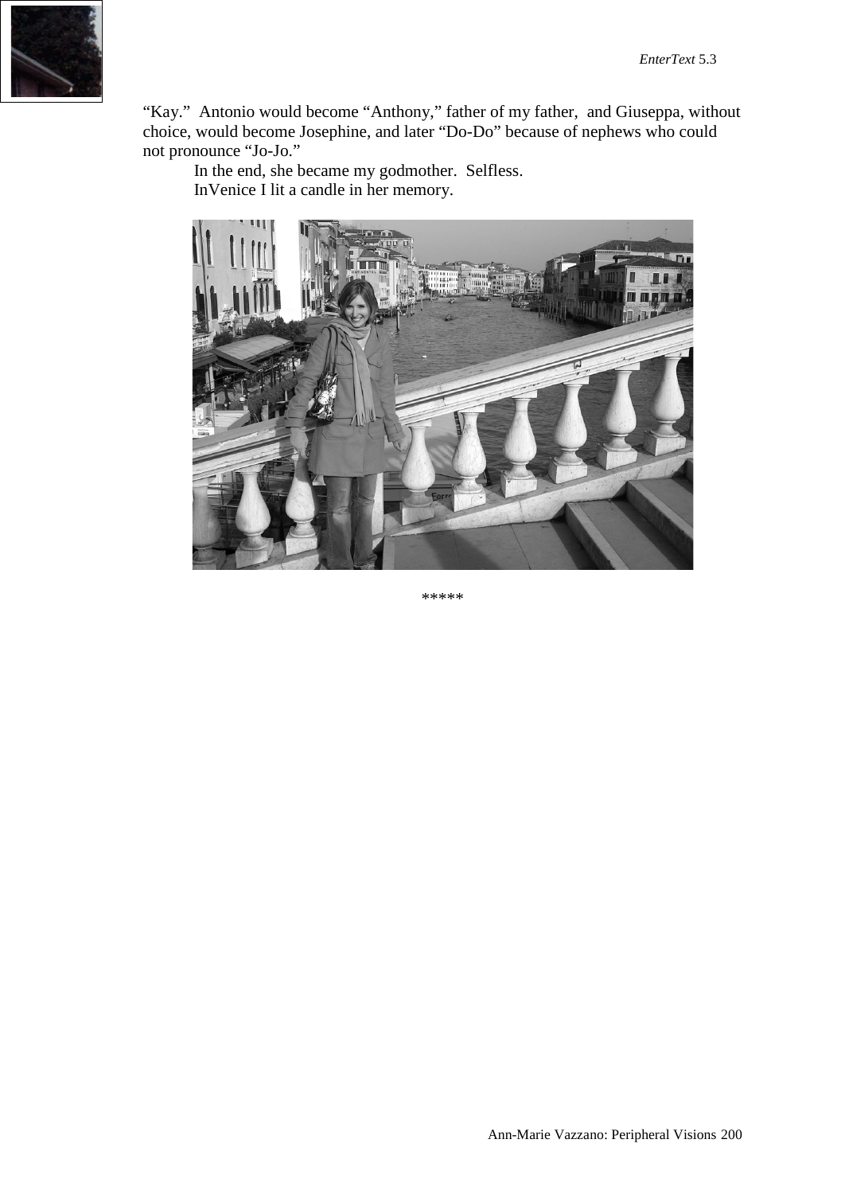"Kay." Antonio would become "Anthony," father of my father, and Giuseppa, without choice, would become Josephine, and later "Do-Do" because of nephews who could not pronounce "Jo-Jo."

In the end, she became my godmother. Selfless.

InVenice I lit a candle in her memory.

*****